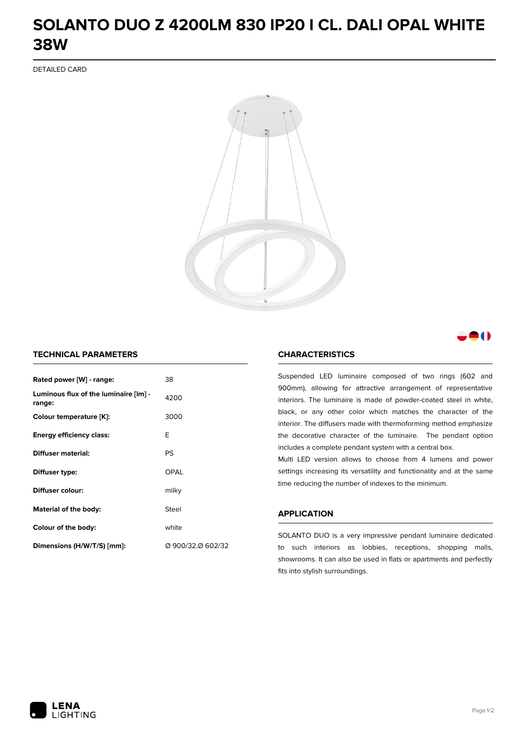# SOLANTO DUO Z 4200LM 830 IP20 I CL. DALI OPAL WHITE 38W

DETAILED CARD

## TECHNICAL PARAMETERS

| | |
|---|---|
| **Rated power [W] - range:** | 38 |
| **Luminous flux of the luminaire [lm] - range:** | 4200 |
| **Colour temperature [K]:** | 3000 |
| **Energy efficiency class:** | E |
| **Diffuser material:** | PS |
| **Diffuser type:** | OPAL |
| **Diffuser colour:** | milky |
| **Material of the body:** | Steel |
| **Colour of the body:** | white |
| **Dimensions (H/W/T/S) [mm]:** | Ø 900/32,Ø 602/32 |

## CHARACTERISTICS

Suspended LED luminaire composed of two rings (602 and 900mm), allowing for attractive arrangement of representative interiors. The luminaire is made of powder-coated steel in white, black, or any other color which matches the character of the interior. The diffusers made with thermoforming method emphasize the decorative character of the luminaire. The pendant option includes a complete pendant system with a central box.

Multi LED version allows to choose from 4 lumens and power settings increasing its versatility and functionality and at the same time reducing the number of indexes to the minimum.

## APPLICATION

SOLANTO DUO is a very impressive pendant luminaire dedicated to such interiors as lobbies, receptions, shopping malls, showrooms. It can also be used in flats or apartments and perfectly fits into stylish surroundings.

LENA LIGHTING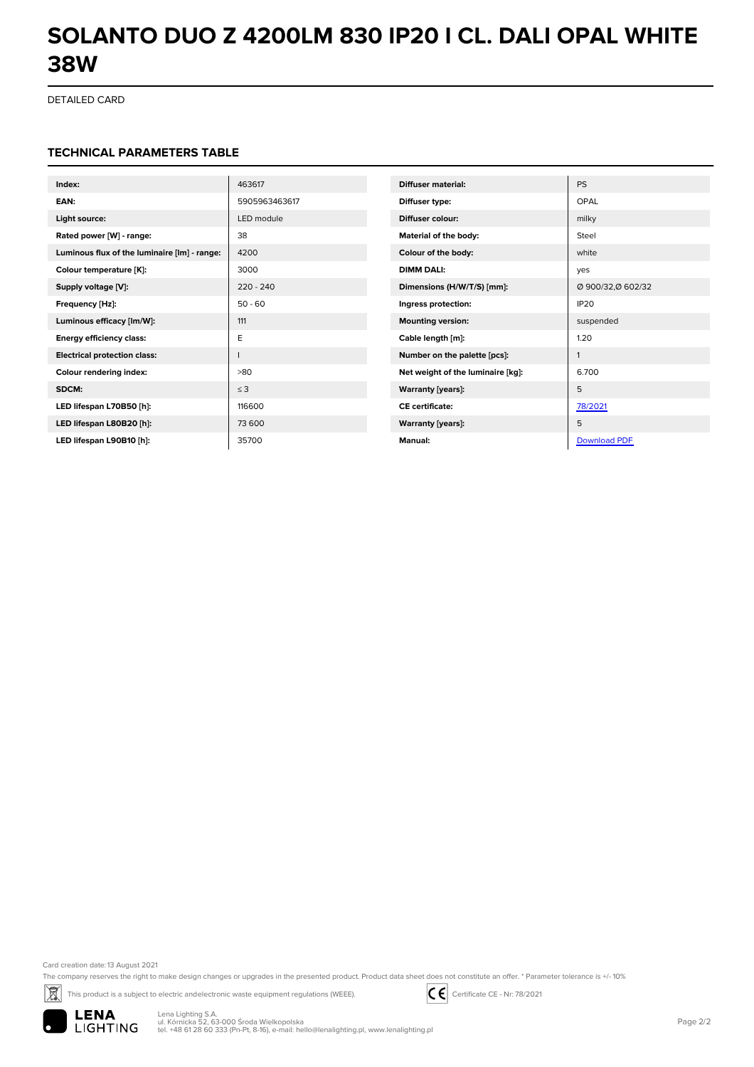# SOLANTO DUO Z 4200LM 830 IP20 I CL. DALI OPAL WHITE 38W

DETAILED CARD

### TECHNICAL PARAMETERS TABLE

| | |
|---|---|
| **Index:** | 463617 |
| **EAN:** | 5905963463617 |
| **Light source:** | LED module |
| **Rated power [W] - range:** | 38 |
| **Luminous flux of the luminaire [lm] - range:** | 4200 |
| **Colour temperature [K]:** | 3000 |
| **Supply voltage [V]:** | 220 - 240 |
| **Frequency [Hz]:** | 50 - 60 |
| **Luminous efficacy [lm/W]:** | 111 |
| **Energy efficiency class:** | E |
| **Electrical protection class:** | I |
| **Colour rendering index:** | >80 |
| **SDCM:** | ≤ 3 |
| **LED lifespan L70B50 [h]:** | 116600 |
| **LED lifespan L80B20 [h]:** | 73 600 |
| **LED lifespan L90B10 [h]:** | 35700 |

| | |
|---|---|
| **Diffuser material:** | PS |
| **Diffuser type:** | OPAL |
| **Diffuser colour:** | milky |
| **Material of the body:** | Steel |
| **Colour of the body:** | white |
| **DIMM DALI:** | yes |
| **Dimensions (H/W/T/S) [mm]:** | Ø 900/32,Ø 602/32 |
| **Ingress protection:** | IP20 |
| **Mounting version:** | suspended |
| **Cable length [m]:** | 1.20 |
| **Number on the palette [pcs]:** | 1 |
| **Net weight of the luminaire [kg]:** | 6.700 |
| **Warranty [years]:** | 5 |
| **CE certificate:** | 78/2021 |
| **Warranty [years]:** | 5 |
| **Manual:** | Download PDF |

Card creation date: 13 August 2021

The company reserves the right to make design changes or upgrades in the presented product. Product data sheet does not constitute an offer. * Parameter tolerance is +/- 10%

This product is a subject to electric andelectronic waste equipment regulations (WEEE).

Certificate CE - Nr: 78/2021

Lena Lighting S.A.
ul. Kórnicka 52, 63-000 Środa Wielkopolska
tel. +48 61 28 60 333 (Pn-Pt, 8-16), e-mail: hello@lenalighting.pl, www.lenalighting.pl